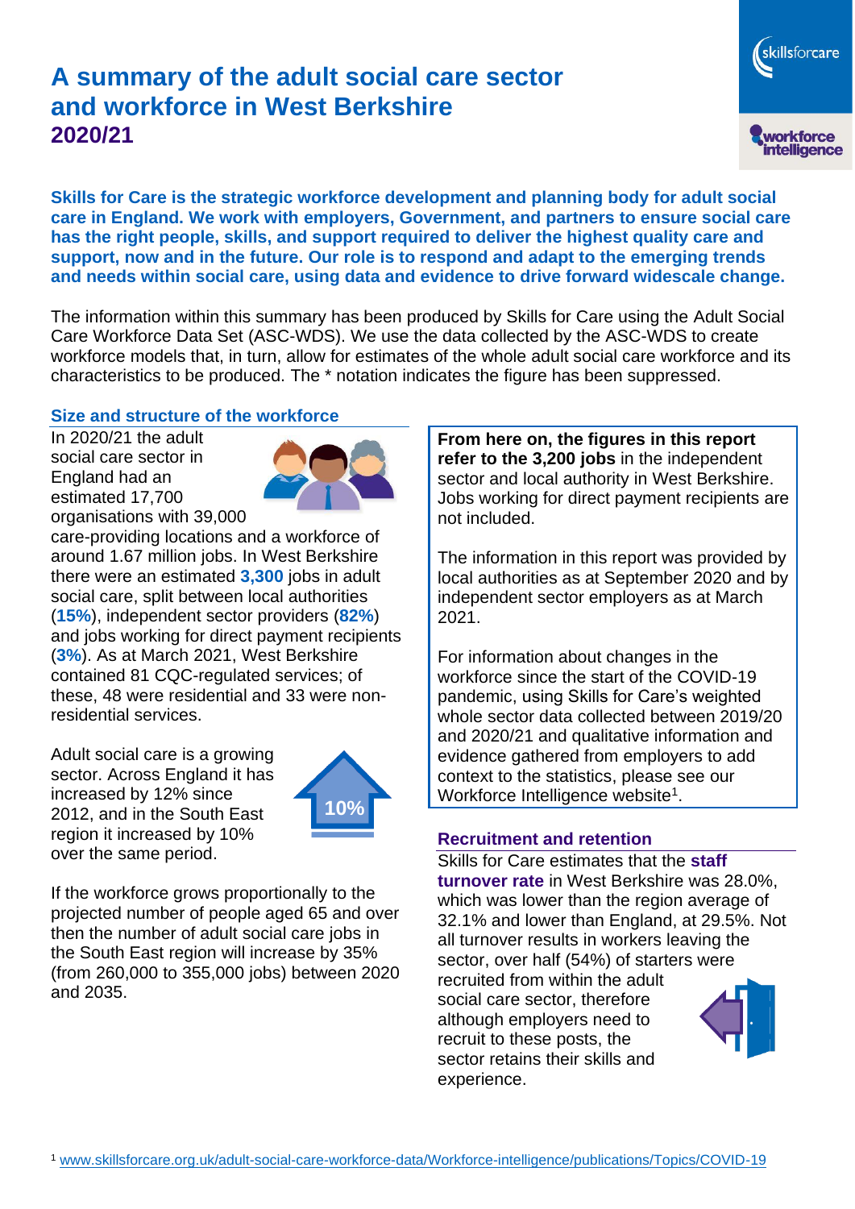# A summary of the adult social care sector and workforce in West Berkshire 2020/21

**Skills for Care is the strategic workforce development and planning body for adult social care in England. We work with employers, Government, and partners to ensure social care has the right people, skills, and support required to deliver the highest quality care and support, now and in the future. Our role is to respond and adapt to the emerging trends and needs within social care, using data and evidence to drive forward widescale change.**

The information within this summary has been produced by Skills for Care using the Adult Social Care Workforce Data Set (ASC-WDS). We use the data collected by the ASC-WDS to create workforce models that, in turn, allow for estimates of the whole adult social care workforce and its characteristics to be produced. The * notation indicates the figure has been suppressed.

## Size and structure of the workforce

In 2020/21 the adult social care sector in England had an estimated 17,700 organisations with 39,000 care-providing locations and a workforce of around 1.67 million jobs. In West Berkshire there were an estimated **3,300** jobs in adult social care, split between local authorities (**15%**), independent sector providers (**82%**) and jobs working for direct payment recipients (**3%**). As at March 2021, West Berkshire contained 81 CQC-regulated services; of these, 48 were residential and 33 were non-residential services.

Adult social care is a growing sector. Across England it has increased by 12% since 2012, and in the South East region it increased by 10% over the same period.

10%

If the workforce grows proportionally to the projected number of people aged 65 and over then the number of adult social care jobs in the South East region will increase by 35% (from 260,000 to 355,000 jobs) between 2020 and 2035.

**From here on, the figures in this report refer to the 3,200 jobs** in the independent sector and local authority in West Berkshire. Jobs working for direct payment recipients are not included.

The information in this report was provided by local authorities as at September 2020 and by independent sector employers as at March 2021.

For information about changes in the workforce since the start of the COVID-19 pandemic, using Skills for Care's weighted whole sector data collected between 2019/20 and 2020/21 and qualitative information and evidence gathered from employers to add context to the statistics, please see our Workforce Intelligence website[1].

## Recruitment and retention

Skills for Care estimates that the **staff turnover rate** in West Berkshire was 28.0%, which was lower than the region average of 32.1% and lower than England, at 29.5%. Not all turnover results in workers leaving the sector, over half (54%) of starters were recruited from within the adult social care sector, therefore although employers need to recruit to these posts, the sector retains their skills and experience.

[1] www.skillsforcare.org.uk/adult-social-care-workforce-data/Workforce-intelligence/publications/Topics/COVID-19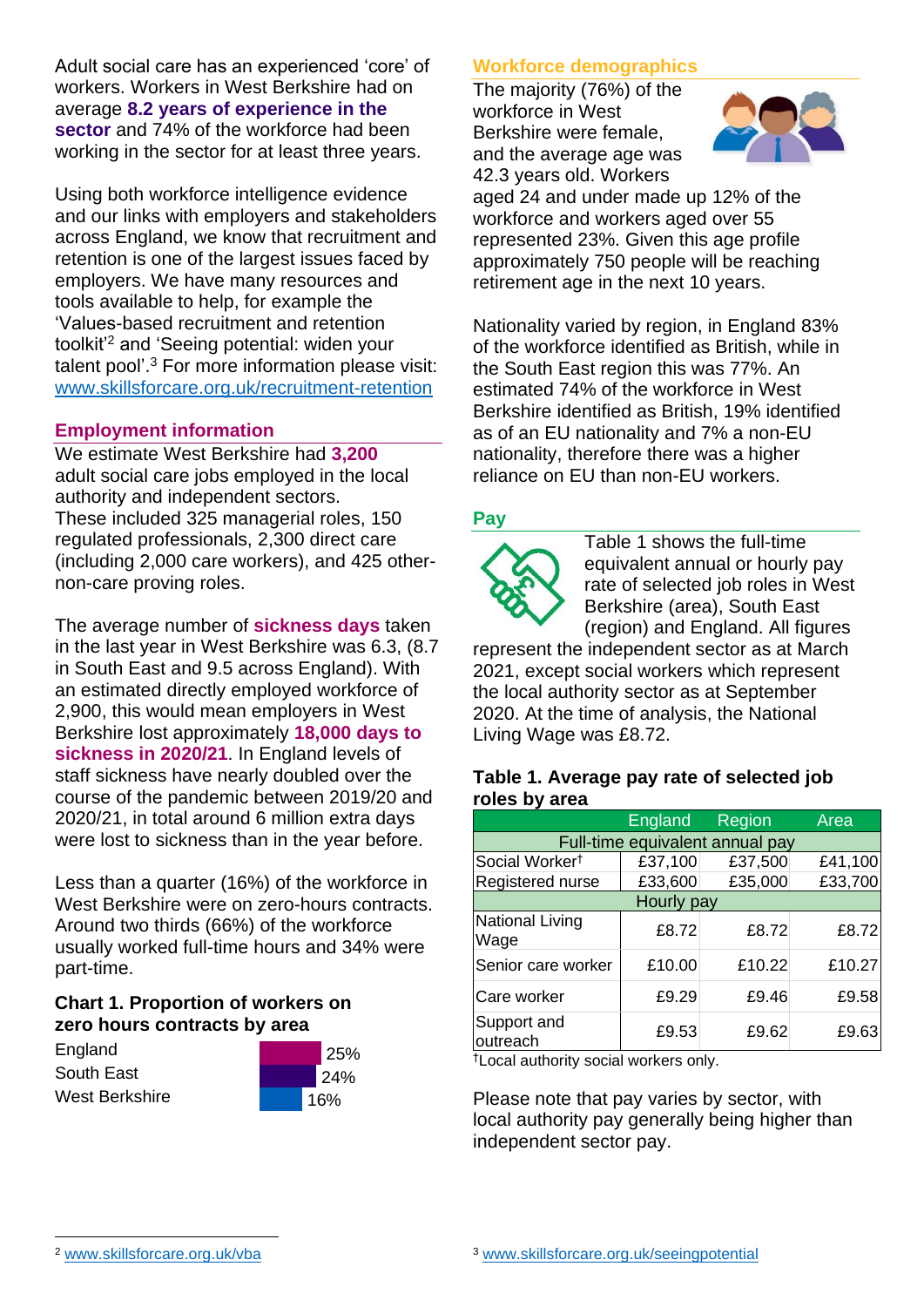Adult social care has an experienced 'core' of workers. Workers in West Berkshire had on average **8.2 years of experience in the sector** and 74% of the workforce had been working in the sector for at least three years.

Using both workforce intelligence evidence and our links with employers and stakeholders across England, we know that recruitment and retention is one of the largest issues faced by employers. We have many resources and tools available to help, for example the 'Values-based recruitment and retention toolkit'[2] and 'Seeing potential: widen your talent pool'.[3] For more information please visit: www.skillsforcare.org.uk/recruitment-retention

## Employment information

We estimate West Berkshire had **3,200** adult social care jobs employed in the local authority and independent sectors. These included 325 managerial roles, 150 regulated professionals, 2,300 direct care (including 2,000 care workers), and 425 other-non-care proving roles.

The average number of **sickness days** taken in the last year in West Berkshire was 6.3, (8.7 in South East and 9.5 across England). With an estimated directly employed workforce of 2,900, this would mean employers in West Berkshire lost approximately **18,000 days to sickness in 2020/21**. In England levels of staff sickness have nearly doubled over the course of the pandemic between 2019/20 and 2020/21, in total around 6 million extra days were lost to sickness than in the year before.

Less than a quarter (16%) of the workforce in West Berkshire were on zero-hours contracts. Around two thirds (66%) of the workforce usually worked full-time hours and 34% were part-time.

### Chart 1. Proportion of workers on zero hours contracts by area

| Area | Proportion |
|---|---|
| England | 25% |
| South East | 24% |
| West Berkshire | 16% |

## Workforce demographics

The majority (76%) of the workforce in West Berkshire were female, and the average age was 42.3 years old. Workers aged 24 and under made up 12% of the workforce and workers aged over 55 represented 23%. Given this age profile approximately 750 people will be reaching retirement age in the next 10 years.

Nationality varied by region, in England 83% of the workforce identified as British, while in the South East region this was 77%. An estimated 74% of the workforce in West Berkshire identified as British, 19% identified as of an EU nationality and 7% a non-EU nationality, therefore there was a higher reliance on EU than non-EU workers.

## Pay

Table 1 shows the full-time equivalent annual or hourly pay rate of selected job roles in West Berkshire (area), South East (region) and England. All figures represent the independent sector as at March 2021, except social workers which represent the local authority sector as at September 2020. At the time of analysis, the National Living Wage was £8.72.

### Table 1. Average pay rate of selected job roles by area

| | England | Region | Area |
|---|---|---|---|
| **Full-time equivalent annual pay** | | | |
| Social Worker† | £37,100 | £37,500 | £41,100 |
| Registered nurse | £33,600 | £35,000 | £33,700 |
| **Hourly pay** | | | |
| National Living Wage | £8.72 | £8.72 | £8.72 |
| Senior care worker | £10.00 | £10.22 | £10.27 |
| Care worker | £9.29 | £9.46 | £9.58 |
| Support and outreach | £9.53 | £9.62 | £9.63 |

†Local authority social workers only.

Please note that pay varies by sector, with local authority pay generally being higher than independent sector pay.

[2] www.skillsforcare.org.uk/vba

[3] www.skillsforcare.org.uk/seeingpotential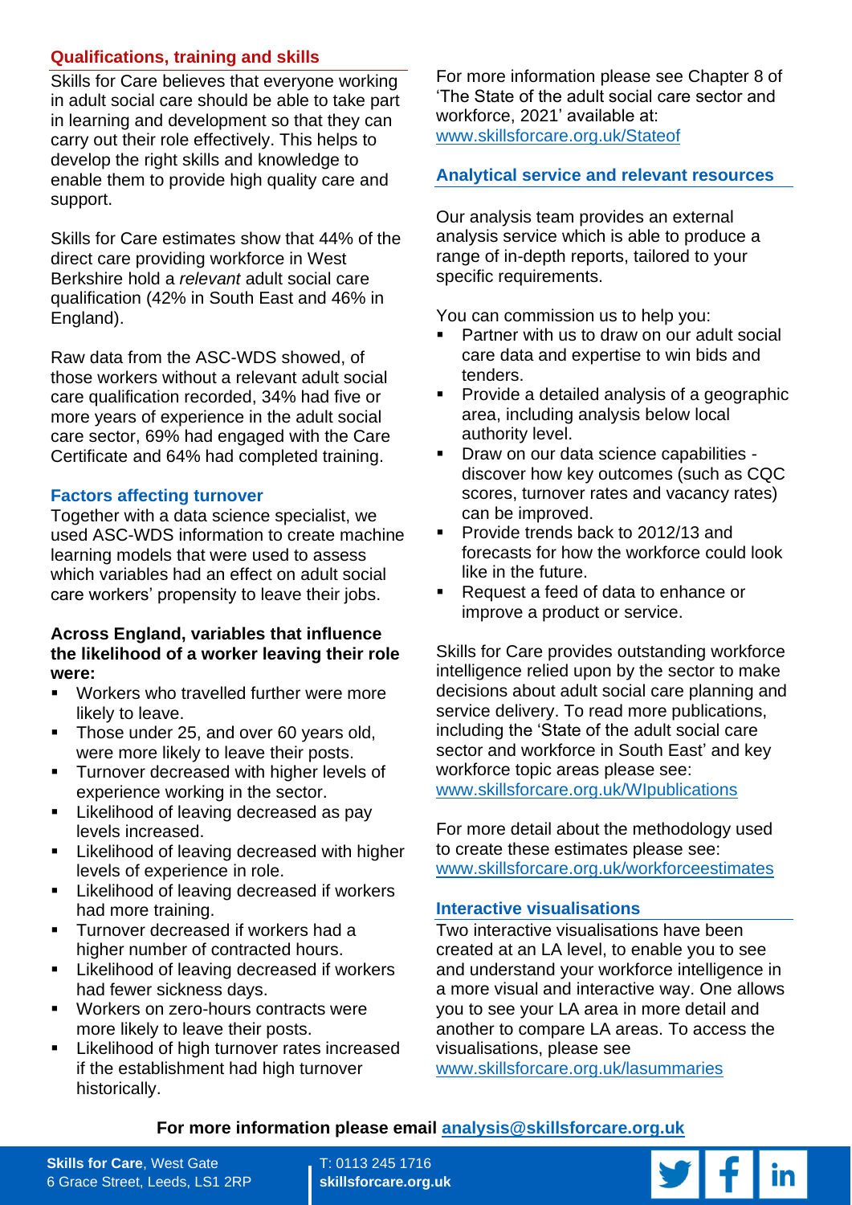## Qualifications, training and skills

Skills for Care believes that everyone working in adult social care should be able to take part in learning and development so that they can carry out their role effectively. This helps to develop the right skills and knowledge to enable them to provide high quality care and support.

Skills for Care estimates show that 44% of the direct care providing workforce in West Berkshire hold a *relevant* adult social care qualification (42% in South East and 46% in England).

Raw data from the ASC-WDS showed, of those workers without a relevant adult social care qualification recorded, 34% had five or more years of experience in the adult social care sector, 69% had engaged with the Care Certificate and 64% had completed training.

## Factors affecting turnover

Together with a data science specialist, we used ASC-WDS information to create machine learning models that were used to assess which variables had an effect on adult social care workers' propensity to leave their jobs.

**Across England, variables that influence the likelihood of a worker leaving their role were:**

- Workers who travelled further were more likely to leave.
- Those under 25, and over 60 years old, were more likely to leave their posts.
- Turnover decreased with higher levels of experience working in the sector.
- Likelihood of leaving decreased as pay levels increased.
- Likelihood of leaving decreased with higher levels of experience in role.
- Likelihood of leaving decreased if workers had more training.
- Turnover decreased if workers had a higher number of contracted hours.
- Likelihood of leaving decreased if workers had fewer sickness days.
- Workers on zero-hours contracts were more likely to leave their posts.
- Likelihood of high turnover rates increased if the establishment had high turnover historically.

For more information please see Chapter 8 of 'The State of the adult social care sector and workforce, 2021' available at: www.skillsforcare.org.uk/Stateof

## Analytical service and relevant resources

Our analysis team provides an external analysis service which is able to produce a range of in-depth reports, tailored to your specific requirements.

You can commission us to help you:

- Partner with us to draw on our adult social care data and expertise to win bids and tenders.
- Provide a detailed analysis of a geographic area, including analysis below local authority level.
- Draw on our data science capabilities - discover how key outcomes (such as CQC scores, turnover rates and vacancy rates) can be improved.
- Provide trends back to 2012/13 and forecasts for how the workforce could look like in the future.
- Request a feed of data to enhance or improve a product or service.

Skills for Care provides outstanding workforce intelligence relied upon by the sector to make decisions about adult social care planning and service delivery. To read more publications, including the 'State of the adult social care sector and workforce in South East' and key workforce topic areas please see: www.skillsforcare.org.uk/WIpublications

For more detail about the methodology used to create these estimates please see: www.skillsforcare.org.uk/workforceestimates

## Interactive visualisations

Two interactive visualisations have been created at an LA level, to enable you to see and understand your workforce intelligence in a more visual and interactive way. One allows you to see your LA area in more detail and another to compare LA areas. To access the visualisations, please see www.skillsforcare.org.uk/lasummaries

**For more information please email analysis@skillsforcare.org.uk**

**Skills for Care**, West Gate
6 Grace Street, Leeds, LS1 2RP

T: 0113 245 1716
**skillsforcare.org.uk**